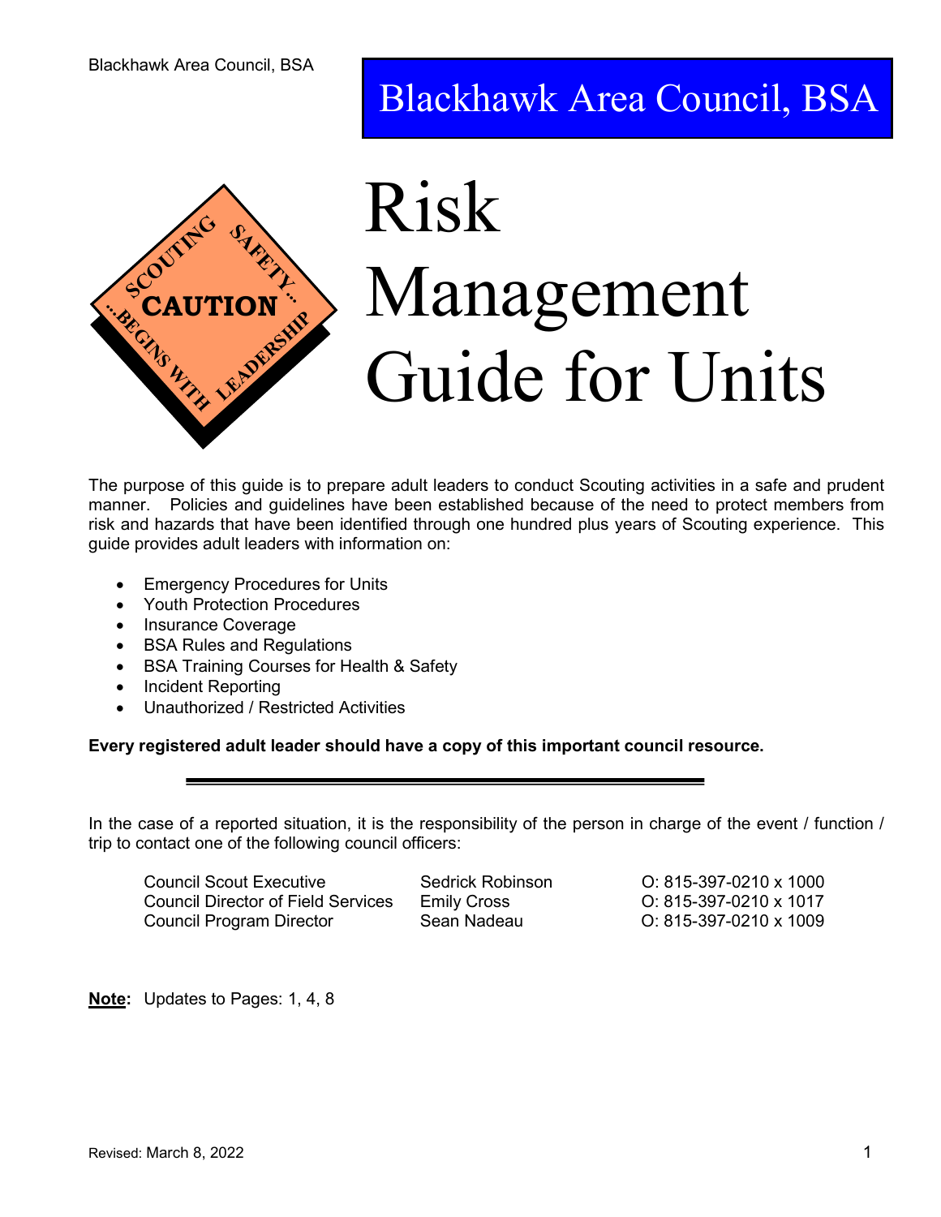# Blackhawk Area Council, BSA

# Risk Management Guide for Units

The purpose of this guide is to prepare adult leaders to conduct Scouting activities in a safe and prudent manner. Policies and guidelines have been established because of the need to protect members from risk and hazards that have been identified through one hundred plus years of Scouting experience. This guide provides adult leaders with information on:

- Emergency Procedures for Units
- Youth Protection Procedures
- Insurance Coverage
- BSA Rules and Regulations
- BSA Training Courses for Health & Safety
- Incident Reporting
- Unauthorized / Restricted Activities

**Every registered adult leader should have a copy of this important council resource.**

---

In the case of a reported situation, it is the responsibility of the person in charge of the event / function / trip to contact one of the following council officers:

| | | |
|---|---|---|
| Council Scout Executive | Sedrick Robinson | O: 815-397-0210 x 1000 |
| Council Director of Field Services | Emily Cross | O: 815-397-0210 x 1017 |
| Council Program Director | Sean Nadeau | O: 815-397-0210 x 1009 |

**Note:** Updates to Pages: 1, 4, 8

Revised: March 8, 2022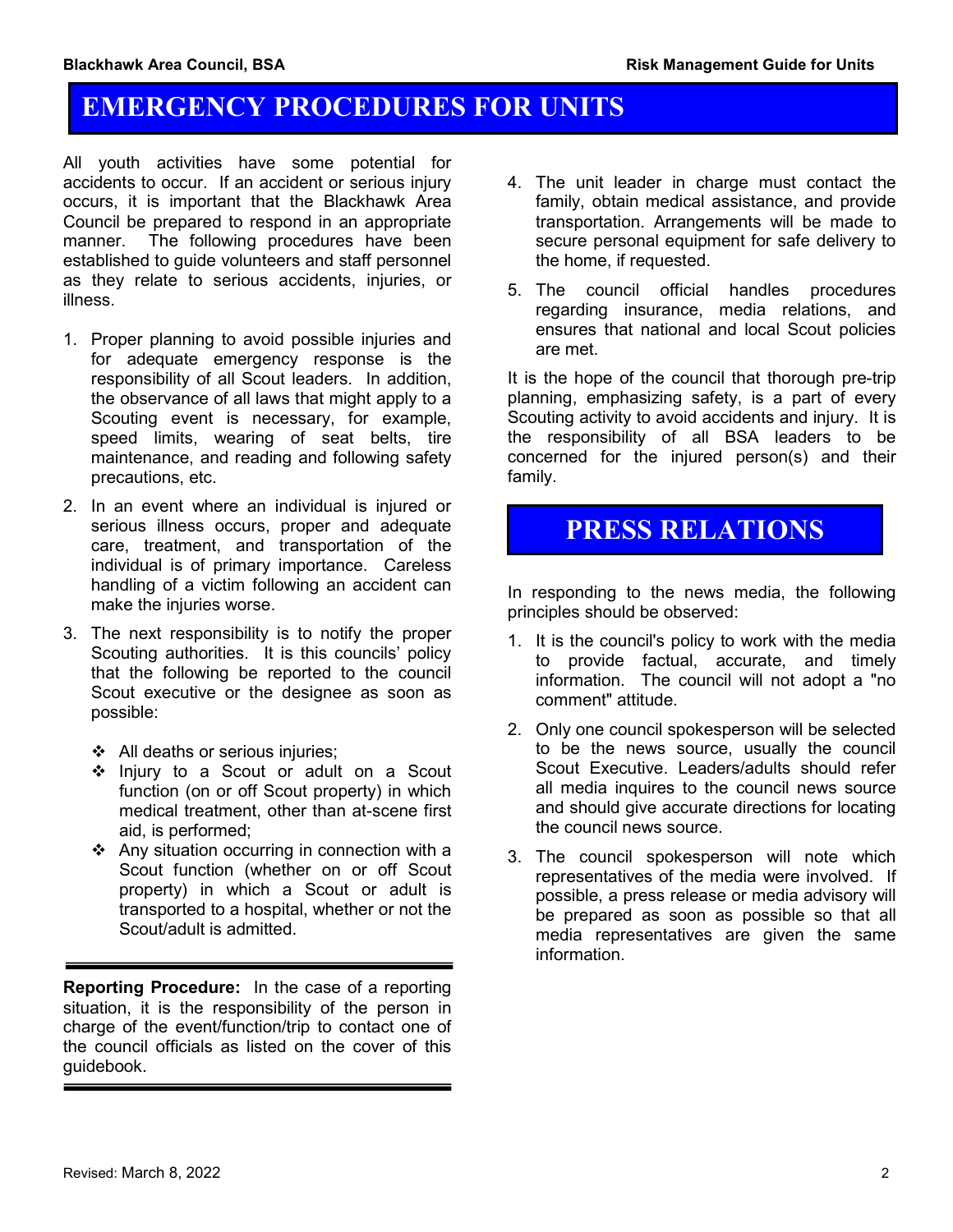# EMERGENCY PROCEDURES FOR UNITS

All youth activities have some potential for accidents to occur. If an accident or serious injury occurs, it is important that the Blackhawk Area Council be prepared to respond in an appropriate manner. The following procedures have been established to guide volunteers and staff personnel as they relate to serious accidents, injuries, or illness.

1. Proper planning to avoid possible injuries and for adequate emergency response is the responsibility of all Scout leaders. In addition, the observance of all laws that might apply to a Scouting event is necessary, for example, speed limits, wearing of seat belts, tire maintenance, and reading and following safety precautions, etc.
2. In an event where an individual is injured or serious illness occurs, proper and adequate care, treatment, and transportation of the individual is of primary importance. Careless handling of a victim following an accident can make the injuries worse.
3. The next responsibility is to notify the proper Scouting authorities. It is this councils' policy that the following be reported to the council Scout executive or the designee as soon as possible:
   - All deaths or serious injuries;
   - Injury to a Scout or adult on a Scout function (on or off Scout property) in which medical treatment, other than at-scene first aid, is performed;
   - Any situation occurring in connection with a Scout function (whether on or off Scout property) in which a Scout or adult is transported to a hospital, whether or not the Scout/adult is admitted.

---

**Reporting Procedure:** In the case of a reporting situation, it is the responsibility of the person in charge of the event/function/trip to contact one of the council officials as listed on the cover of this guidebook.

---

4. The unit leader in charge must contact the family, obtain medical assistance, and provide transportation. Arrangements will be made to secure personal equipment for safe delivery to the home, if requested.
5. The council official handles procedures regarding insurance, media relations, and ensures that national and local Scout policies are met.

It is the hope of the council that thorough pre-trip planning, emphasizing safety, is a part of every Scouting activity to avoid accidents and injury. It is the responsibility of all BSA leaders to be concerned for the injured person(s) and their family.

# PRESS RELATIONS

In responding to the news media, the following principles should be observed:

1. It is the council's policy to work with the media to provide factual, accurate, and timely information. The council will not adopt a "no comment" attitude.
2. Only one council spokesperson will be selected to be the news source, usually the council Scout Executive. Leaders/adults should refer all media inquires to the council news source and should give accurate directions for locating the council news source.
3. The council spokesperson will note which representatives of the media were involved. If possible, a press release or media advisory will be prepared as soon as possible so that all media representatives are given the same information.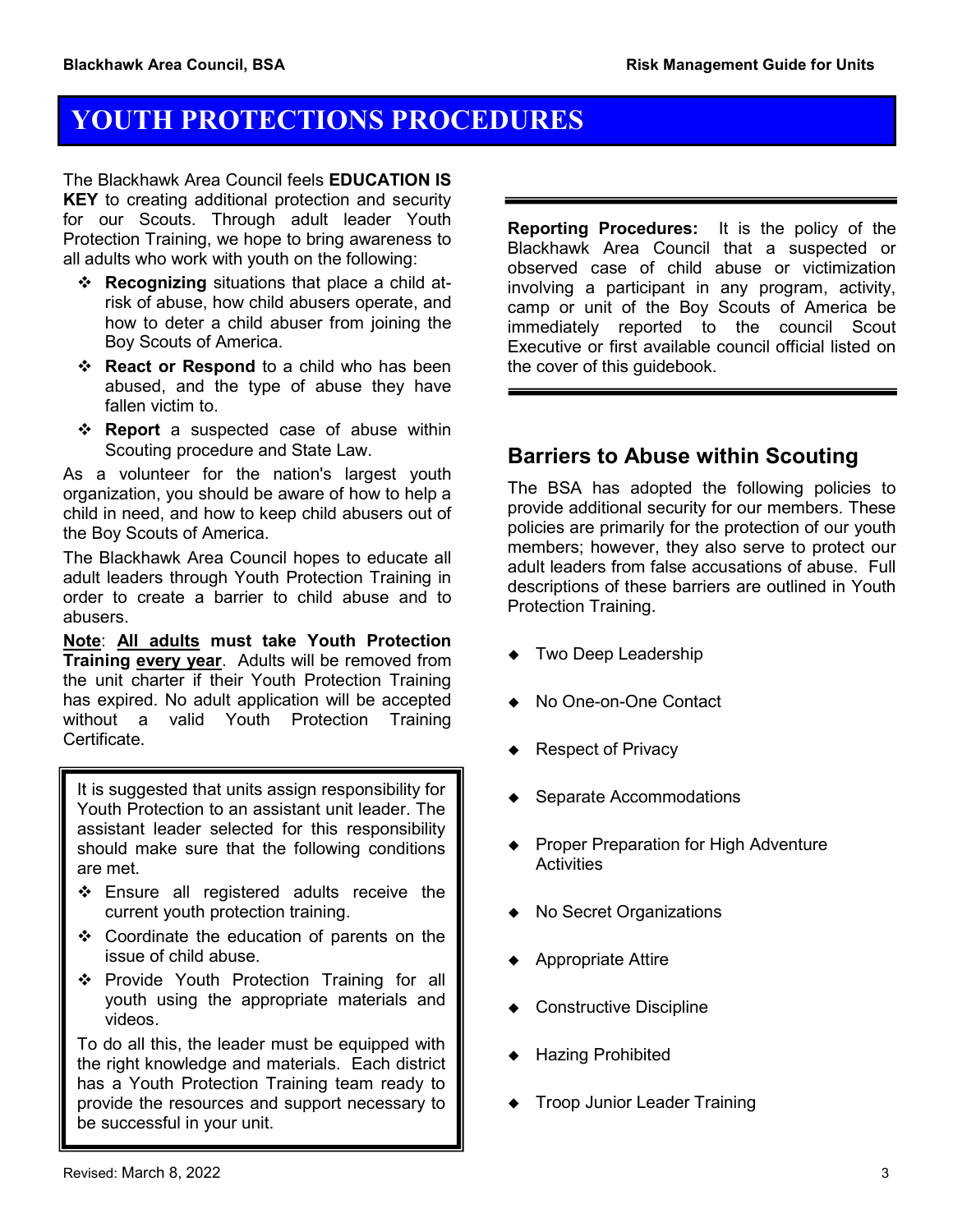# YOUTH PROTECTIONS PROCEDURES

The Blackhawk Area Council feels **EDUCATION IS KEY** to creating additional protection and security for our Scouts. Through adult leader Youth Protection Training, we hope to bring awareness to all adults who work with youth on the following:

- **Recognizing** situations that place a child at-risk of abuse, how child abusers operate, and how to deter a child abuser from joining the Boy Scouts of America.
- **React or Respond** to a child who has been abused, and the type of abuse they have fallen victim to.
- **Report** a suspected case of abuse within Scouting procedure and State Law.

As a volunteer for the nation's largest youth organization, you should be aware of how to help a child in need, and how to keep child abusers out of the Boy Scouts of America.

The Blackhawk Area Council hopes to educate all adult leaders through Youth Protection Training in order to create a barrier to child abuse and to abusers.

**Note**: **All adults must take Youth Protection Training every year**. Adults will be removed from the unit charter if their Youth Protection Training has expired. No adult application will be accepted without a valid Youth Protection Training Certificate.

---

It is suggested that units assign responsibility for Youth Protection to an assistant unit leader. The assistant leader selected for this responsibility should make sure that the following conditions are met.

- Ensure all registered adults receive the current youth protection training.
- Coordinate the education of parents on the issue of child abuse.
- Provide Youth Protection Training for all youth using the appropriate materials and videos.

To do all this, the leader must be equipped with the right knowledge and materials. Each district has a Youth Protection Training team ready to provide the resources and support necessary to be successful in your unit.

---

**Reporting Procedures:** It is the policy of the Blackhawk Area Council that a suspected or observed case of child abuse or victimization involving a participant in any program, activity, camp or unit of the Boy Scouts of America be immediately reported to the council Scout Executive or first available council official listed on the cover of this guidebook.

---

## Barriers to Abuse within Scouting

The BSA has adopted the following policies to provide additional security for our members. These policies are primarily for the protection of our youth members; however, they also serve to protect our adult leaders from false accusations of abuse. Full descriptions of these barriers are outlined in Youth Protection Training.

- Two Deep Leadership
- No One-on-One Contact
- Respect of Privacy
- Separate Accommodations
- Proper Preparation for High Adventure Activities
- No Secret Organizations
- Appropriate Attire
- Constructive Discipline
- Hazing Prohibited
- Troop Junior Leader Training

Revised: March 8, 2022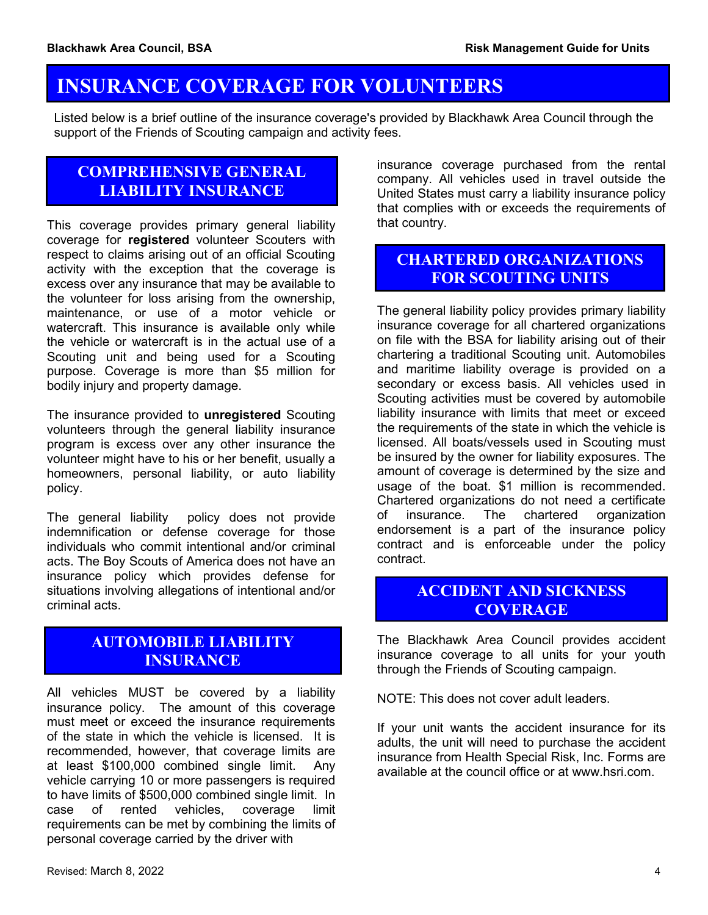# INSURANCE COVERAGE FOR VOLUNTEERS

Listed below is a brief outline of the insurance coverage's provided by Blackhawk Area Council through the support of the Friends of Scouting campaign and activity fees.

## COMPREHENSIVE GENERAL LIABILITY INSURANCE

This coverage provides primary general liability coverage for **registered** volunteer Scouters with respect to claims arising out of an official Scouting activity with the exception that the coverage is excess over any insurance that may be available to the volunteer for loss arising from the ownership, maintenance, or use of a motor vehicle or watercraft. This insurance is available only while the vehicle or watercraft is in the actual use of a Scouting unit and being used for a Scouting purpose. Coverage is more than $5 million for bodily injury and property damage.

The insurance provided to **unregistered** Scouting volunteers through the general liability insurance program is excess over any other insurance the volunteer might have to his or her benefit, usually a homeowners, personal liability, or auto liability policy.

The general liability policy does not provide indemnification or defense coverage for those individuals who commit intentional and/or criminal acts. The Boy Scouts of America does not have an insurance policy which provides defense for situations involving allegations of intentional and/or criminal acts.

## AUTOMOBILE LIABILITY INSURANCE

All vehicles MUST be covered by a liability insurance policy. The amount of this coverage must meet or exceed the insurance requirements of the state in which the vehicle is licensed. It is recommended, however, that coverage limits are at least $100,000 combined single limit. Any vehicle carrying 10 or more passengers is required to have limits of $500,000 combined single limit. In case of rented vehicles, coverage limit requirements can be met by combining the limits of personal coverage carried by the driver with insurance coverage purchased from the rental company. All vehicles used in travel outside the United States must carry a liability insurance policy that complies with or exceeds the requirements of that country.

## CHARTERED ORGANIZATIONS FOR SCOUTING UNITS

The general liability policy provides primary liability insurance coverage for all chartered organizations on file with the BSA for liability arising out of their chartering a traditional Scouting unit. Automobiles and maritime liability overage is provided on a secondary or excess basis. All vehicles used in Scouting activities must be covered by automobile liability insurance with limits that meet or exceed the requirements of the state in which the vehicle is licensed. All boats/vessels used in Scouting must be insured by the owner for liability exposures. The amount of coverage is determined by the size and usage of the boat. $1 million is recommended. Chartered organizations do not need a certificate of insurance. The chartered organization endorsement is a part of the insurance policy contract and is enforceable under the policy contract.

## ACCIDENT AND SICKNESS COVERAGE

The Blackhawk Area Council provides accident insurance coverage to all units for your youth through the Friends of Scouting campaign.

NOTE: This does not cover adult leaders.

If your unit wants the accident insurance for its adults, the unit will need to purchase the accident insurance from Health Special Risk, Inc. Forms are available at the council office or at www.hsri.com.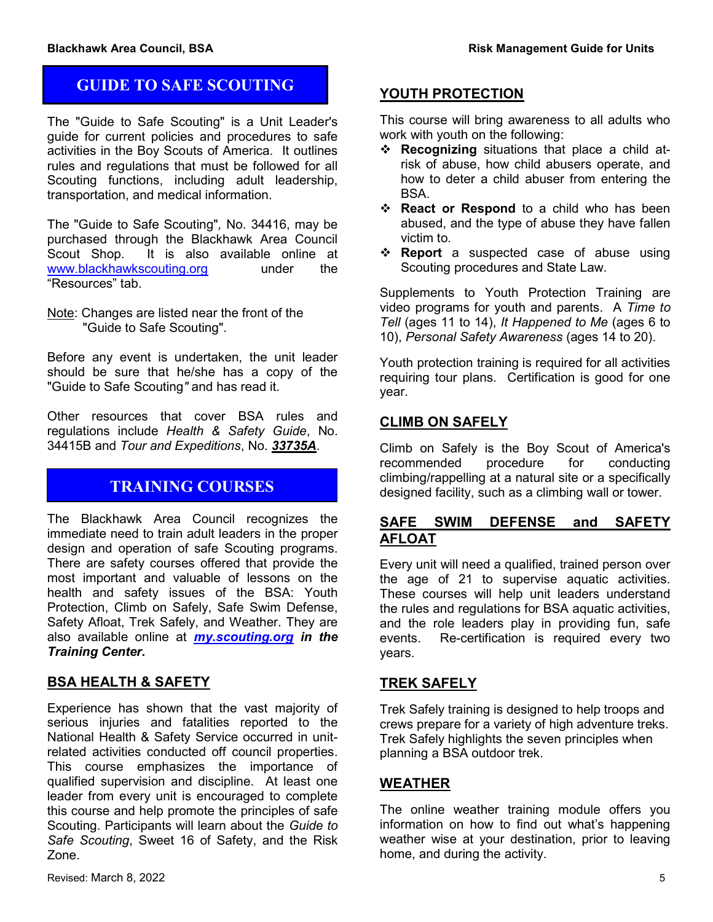## GUIDE TO SAFE SCOUTING

The "Guide to Safe Scouting" is a Unit Leader's guide for current policies and procedures to safe activities in the Boy Scouts of America. It outlines rules and regulations that must be followed for all Scouting functions, including adult leadership, transportation, and medical information.

The "Guide to Safe Scouting", No. 34416, may be purchased through the Blackhawk Area Council Scout Shop. It is also available online at www.blackhawkscouting.org under the "Resources" tab.

Note: Changes are listed near the front of the "Guide to Safe Scouting".

Before any event is undertaken, the unit leader should be sure that he/she has a copy of the "Guide to Safe Scouting" and has read it.

Other resources that cover BSA rules and regulations include *Health & Safety Guide*, No. 34415B and *Tour and Expeditions*, No. ***33735A***.

## TRAINING COURSES

The Blackhawk Area Council recognizes the immediate need to train adult leaders in the proper design and operation of safe Scouting programs. There are safety courses offered that provide the most important and valuable of lessons on the health and safety issues of the BSA: Youth Protection, Climb on Safely, Safe Swim Defense, Safety Afloat, Trek Safely, and Weather. They are also available online at ***my.scouting.org in the Training Center.***

### BSA HEALTH & SAFETY

Experience has shown that the vast majority of serious injuries and fatalities reported to the National Health & Safety Service occurred in unit-related activities conducted off council properties. This course emphasizes the importance of qualified supervision and discipline. At least one leader from every unit is encouraged to complete this course and help promote the principles of safe Scouting. Participants will learn about the *Guide to Safe Scouting*, Sweet 16 of Safety, and the Risk Zone.

### YOUTH PROTECTION

This course will bring awareness to all adults who work with youth on the following:

- **Recognizing** situations that place a child at-risk of abuse, how child abusers operate, and how to deter a child abuser from entering the BSA.
- **React or Respond** to a child who has been abused, and the type of abuse they have fallen victim to.
- **Report** a suspected case of abuse using Scouting procedures and State Law.

Supplements to Youth Protection Training are video programs for youth and parents. A *Time to Tell* (ages 11 to 14), *It Happened to Me* (ages 6 to 10), *Personal Safety Awareness* (ages 14 to 20).

Youth protection training is required for all activities requiring tour plans. Certification is good for one year.

### CLIMB ON SAFELY

Climb on Safely is the Boy Scout of America's recommended procedure for conducting climbing/rappelling at a natural site or a specifically designed facility, such as a climbing wall or tower.

### SAFE SWIM DEFENSE and SAFETY AFLOAT

Every unit will need a qualified, trained person over the age of 21 to supervise aquatic activities. These courses will help unit leaders understand the rules and regulations for BSA aquatic activities, and the role leaders play in providing fun, safe events. Re-certification is required every two years.

### TREK SAFELY

Trek Safely training is designed to help troops and crews prepare for a variety of high adventure treks. Trek Safely highlights the seven principles when planning a BSA outdoor trek.

### WEATHER

The online weather training module offers you information on how to find out what's happening weather wise at your destination, prior to leaving home, and during the activity.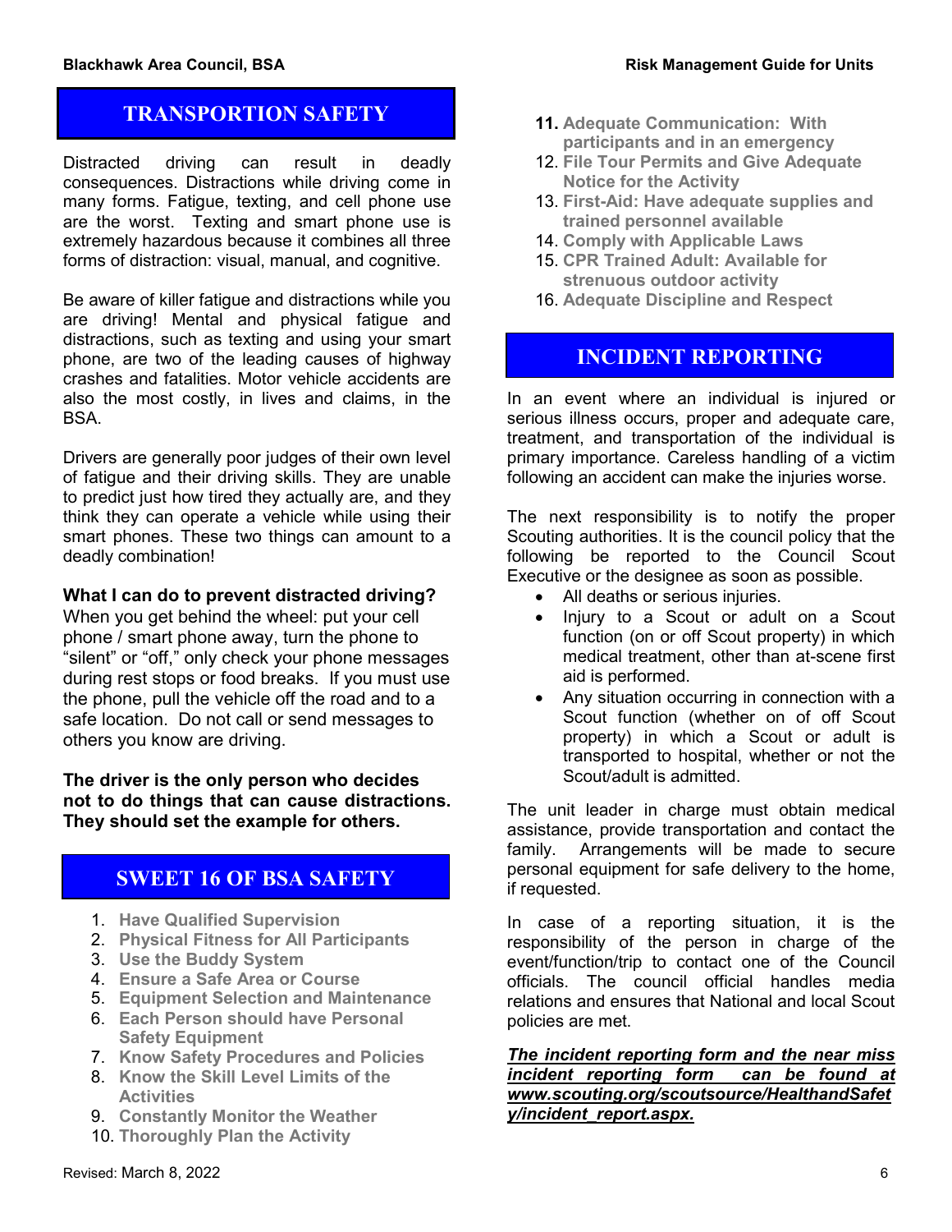## TRANSPORTION SAFETY

Distracted driving can result in deadly consequences. Distractions while driving come in many forms. Fatigue, texting, and cell phone use are the worst. Texting and smart phone use is extremely hazardous because it combines all three forms of distraction: visual, manual, and cognitive.

Be aware of killer fatigue and distractions while you are driving! Mental and physical fatigue and distractions, such as texting and using your smart phone, are two of the leading causes of highway crashes and fatalities. Motor vehicle accidents are also the most costly, in lives and claims, in the BSA.

Drivers are generally poor judges of their own level of fatigue and their driving skills. They are unable to predict just how tired they actually are, and they think they can operate a vehicle while using their smart phones. These two things can amount to a deadly combination!

**What I can do to prevent distracted driving?**
When you get behind the wheel: put your cell phone / smart phone away, turn the phone to "silent" or "off," only check your phone messages during rest stops or food breaks. If you must use the phone, pull the vehicle off the road and to a safe location. Do not call or send messages to others you know are driving.

**The driver is the only person who decides not to do things that can cause distractions. They should set the example for others.**

## SWEET 16 OF BSA SAFETY

1. **Have Qualified Supervision**
2. **Physical Fitness for All Participants**
3. **Use the Buddy System**
4. **Ensure a Safe Area or Course**
5. **Equipment Selection and Maintenance**
6. **Each Person should have Personal Safety Equipment**
7. **Know Safety Procedures and Policies**
8. **Know the Skill Level Limits of the Activities**
9. **Constantly Monitor the Weather**
10. **Thoroughly Plan the Activity**
11. **Adequate Communication: With participants and in an emergency**
12. **File Tour Permits and Give Adequate Notice for the Activity**
13. **First-Aid: Have adequate supplies and trained personnel available**
14. **Comply with Applicable Laws**
15. **CPR Trained Adult: Available for strenuous outdoor activity**
16. **Adequate Discipline and Respect**

## INCIDENT REPORTING

In an event where an individual is injured or serious illness occurs, proper and adequate care, treatment, and transportation of the individual is primary importance. Careless handling of a victim following an accident can make the injuries worse.

The next responsibility is to notify the proper Scouting authorities. It is the council policy that the following be reported to the Council Scout Executive or the designee as soon as possible.

- All deaths or serious injuries.
- Injury to a Scout or adult on a Scout function (on or off Scout property) in which medical treatment, other than at-scene first aid is performed.
- Any situation occurring in connection with a Scout function (whether on of off Scout property) in which a Scout or adult is transported to hospital, whether or not the Scout/adult is admitted.

The unit leader in charge must obtain medical assistance, provide transportation and contact the family. Arrangements will be made to secure personal equipment for safe delivery to the home, if requested.

In case of a reporting situation, it is the responsibility of the person in charge of the event/function/trip to contact one of the Council officials. The council official handles media relations and ensures that National and local Scout policies are met.

***The incident reporting form and the near miss incident reporting form can be found at www.scouting.org/scoutsource/HealthandSafety/incident_report.aspx.***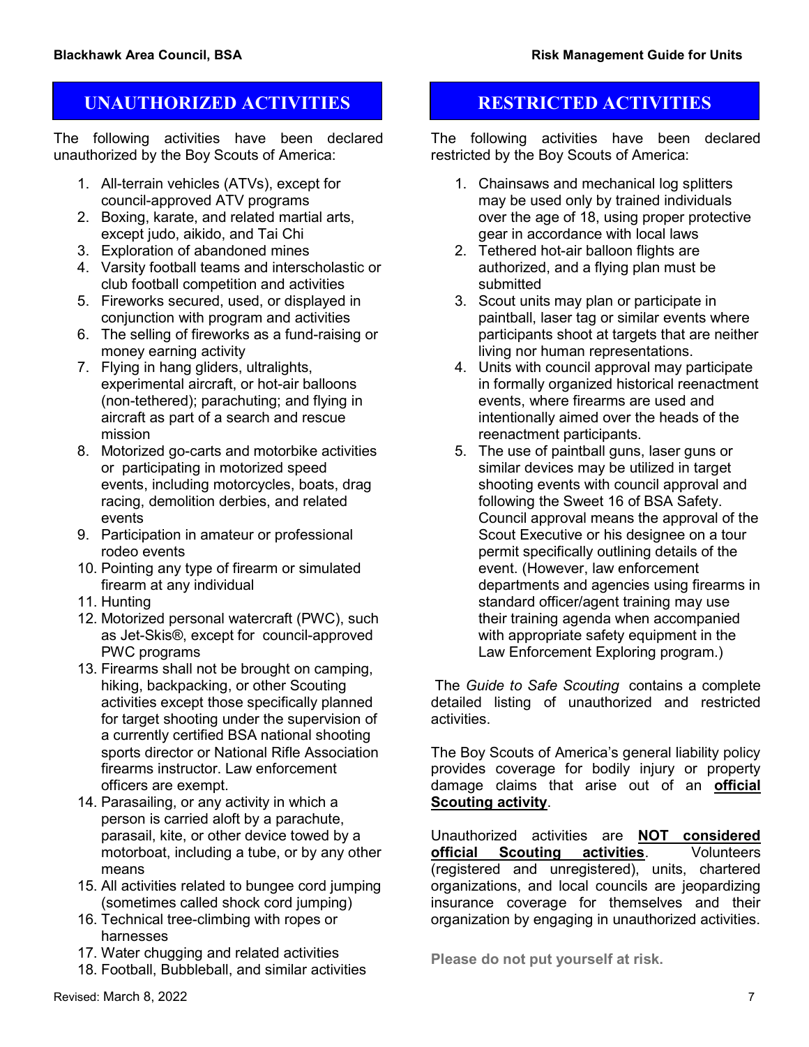## UNAUTHORIZED ACTIVITIES

The following activities have been declared unauthorized by the Boy Scouts of America:

1. All-terrain vehicles (ATVs), except for council-approved ATV programs
2. Boxing, karate, and related martial arts, except judo, aikido, and Tai Chi
3. Exploration of abandoned mines
4. Varsity football teams and interscholastic or club football competition and activities
5. Fireworks secured, used, or displayed in conjunction with program and activities
6. The selling of fireworks as a fund-raising or money earning activity
7. Flying in hang gliders, ultralights, experimental aircraft, or hot-air balloons (non-tethered); parachuting; and flying in aircraft as part of a search and rescue mission
8. Motorized go-carts and motorbike activities or participating in motorized speed events, including motorcycles, boats, drag racing, demolition derbies, and related events
9. Participation in amateur or professional rodeo events
10. Pointing any type of firearm or simulated firearm at any individual
11. Hunting
12. Motorized personal watercraft (PWC), such as Jet-Skis®, except for council-approved PWC programs
13. Firearms shall not be brought on camping, hiking, backpacking, or other Scouting activities except those specifically planned for target shooting under the supervision of a currently certified BSA national shooting sports director or National Rifle Association firearms instructor. Law enforcement officers are exempt.
14. Parasailing, or any activity in which a person is carried aloft by a parachute, parasail, kite, or other device towed by a motorboat, including a tube, or by any other means
15. All activities related to bungee cord jumping (sometimes called shock cord jumping)
16. Technical tree-climbing with ropes or harnesses
17. Water chugging and related activities
18. Football, Bubbleball, and similar activities

## RESTRICTED ACTIVITIES

The following activities have been declared restricted by the Boy Scouts of America:

1. Chainsaws and mechanical log splitters may be used only by trained individuals over the age of 18, using proper protective gear in accordance with local laws
2. Tethered hot-air balloon flights are authorized, and a flying plan must be submitted
3. Scout units may plan or participate in paintball, laser tag or similar events where participants shoot at targets that are neither living nor human representations.
4. Units with council approval may participate in formally organized historical reenactment events, where firearms are used and intentionally aimed over the heads of the reenactment participants.
5. The use of paintball guns, laser guns or similar devices may be utilized in target shooting events with council approval and following the Sweet 16 of BSA Safety. Council approval means the approval of the Scout Executive or his designee on a tour permit specifically outlining details of the event. (However, law enforcement departments and agencies using firearms in standard officer/agent training may use their training agenda when accompanied with appropriate safety equipment in the Law Enforcement Exploring program.)

The *Guide to Safe Scouting* contains a complete detailed listing of unauthorized and restricted activities.

The Boy Scouts of America's general liability policy provides coverage for bodily injury or property damage claims that arise out of an **official Scouting activity**.

Unauthorized activities are **NOT considered official Scouting activities**. Volunteers (registered and unregistered), units, chartered organizations, and local councils are jeopardizing insurance coverage for themselves and their organization by engaging in unauthorized activities.

**Please do not put yourself at risk.**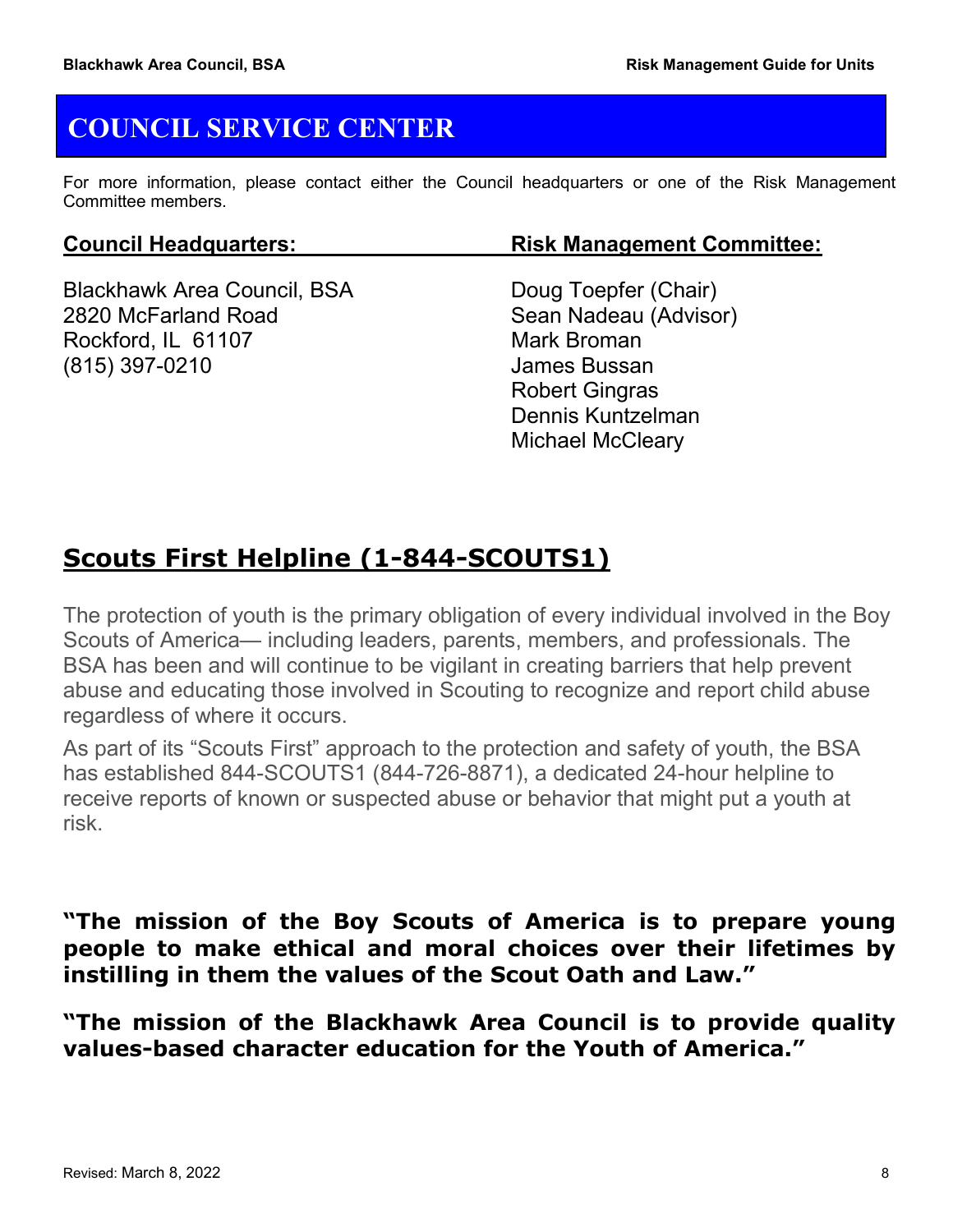# COUNCIL SERVICE CENTER

For more information, please contact either the Council headquarters or one of the Risk Management Committee members.

**Council Headquarters:**

Blackhawk Area Council, BSA
2820 McFarland Road
Rockford, IL 61107
(815) 397-0210

**Risk Management Committee:**

Doug Toepfer (Chair)
Sean Nadeau (Advisor)
Mark Broman
James Bussan
Robert Gingras
Dennis Kuntzelman
Michael McCleary

## Scouts First Helpline (1-844-SCOUTS1)

The protection of youth is the primary obligation of every individual involved in the Boy Scouts of America— including leaders, parents, members, and professionals. The BSA has been and will continue to be vigilant in creating barriers that help prevent abuse and educating those involved in Scouting to recognize and report child abuse regardless of where it occurs.

As part of its "Scouts First" approach to the protection and safety of youth, the BSA has established 844-SCOUTS1 (844-726-8871), a dedicated 24-hour helpline to receive reports of known or suspected abuse or behavior that might put a youth at risk.

**"The mission of the Boy Scouts of America is to prepare young people to make ethical and moral choices over their lifetimes by instilling in them the values of the Scout Oath and Law."**

**"The mission of the Blackhawk Area Council is to provide quality values-based character education for the Youth of America."**

Revised: March 8, 2022